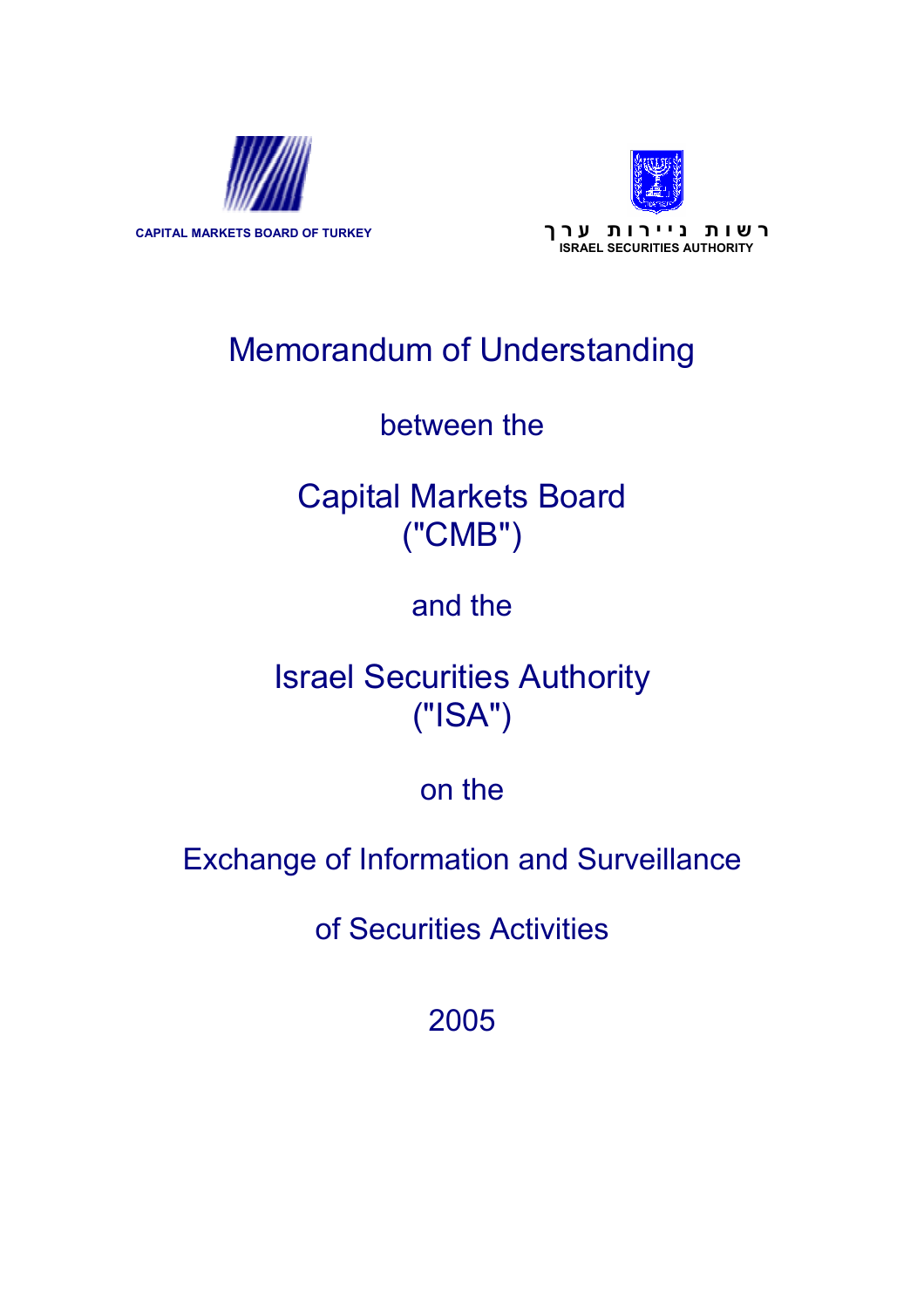CAPITAL MARKETS BOARD OF TURKEY

רשות ניירות ערך
ISRAEL SECURITIES AUTHORITY

# Memorandum of Understanding

between the

Capital Markets Board
("CMB")

and the

Israel Securities Authority
("ISA")

on the

Exchange of Information and Surveillance

of Securities Activities

2005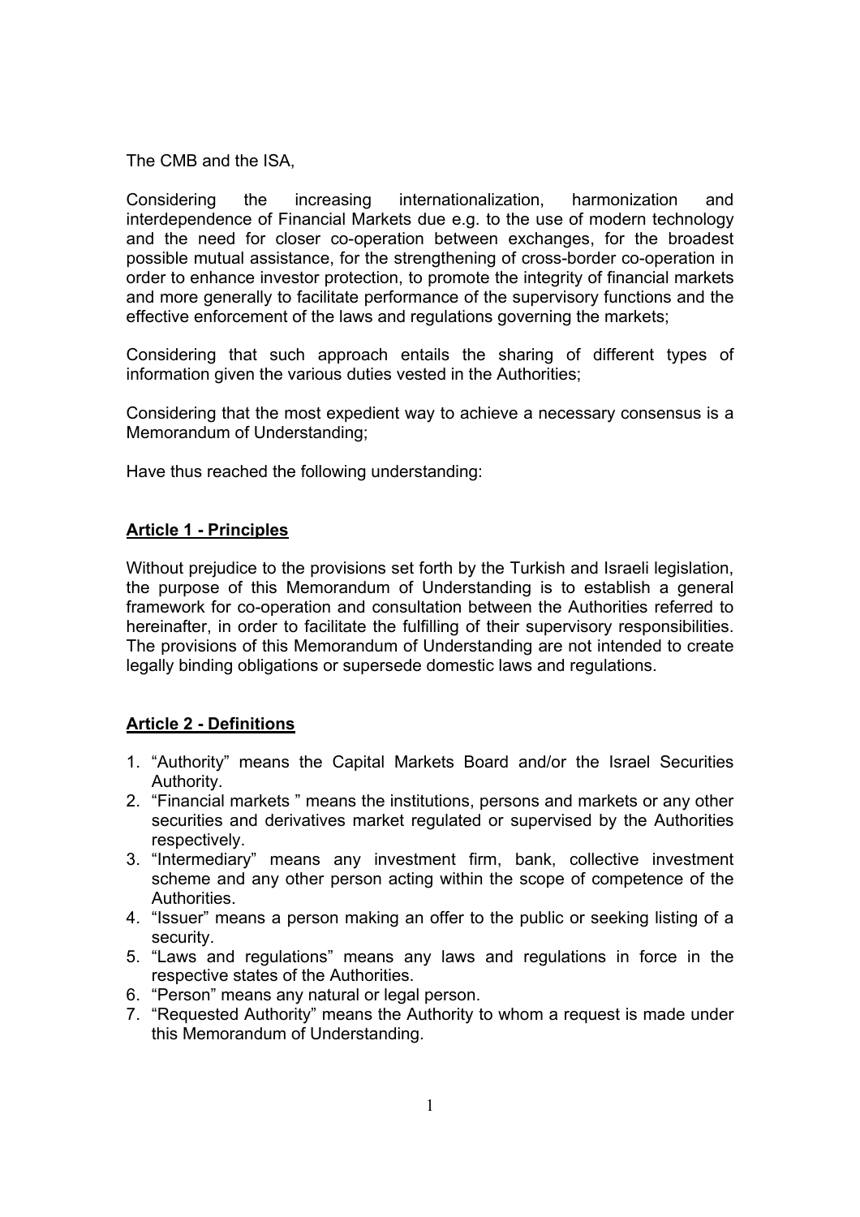The CMB and the ISA,

Considering the increasing internationalization, harmonization and interdependence of Financial Markets due e.g. to the use of modern technology and the need for closer co-operation between exchanges, for the broadest possible mutual assistance, for the strengthening of cross-border co-operation in order to enhance investor protection, to promote the integrity of financial markets and more generally to facilitate performance of the supervisory functions and the effective enforcement of the laws and regulations governing the markets;

Considering that such approach entails the sharing of different types of information given the various duties vested in the Authorities;

Considering that the most expedient way to achieve a necessary consensus is a Memorandum of Understanding;

Have thus reached the following understanding:

## Article 1 - Principles

Without prejudice to the provisions set forth by the Turkish and Israeli legislation, the purpose of this Memorandum of Understanding is to establish a general framework for co-operation and consultation between the Authorities referred to hereinafter, in order to facilitate the fulfilling of their supervisory responsibilities. The provisions of this Memorandum of Understanding are not intended to create legally binding obligations or supersede domestic laws and regulations.

## Article 2 - Definitions

1. "Authority" means the Capital Markets Board and/or the Israel Securities Authority.
2. "Financial markets " means the institutions, persons and markets or any other securities and derivatives market regulated or supervised by the Authorities respectively.
3. "Intermediary" means any investment firm, bank, collective investment scheme and any other person acting within the scope of competence of the Authorities.
4. "Issuer" means a person making an offer to the public or seeking listing of a security.
5. "Laws and regulations" means any laws and regulations in force in the respective states of the Authorities.
6. "Person" means any natural or legal person.
7. "Requested Authority" means the Authority to whom a request is made under this Memorandum of Understanding.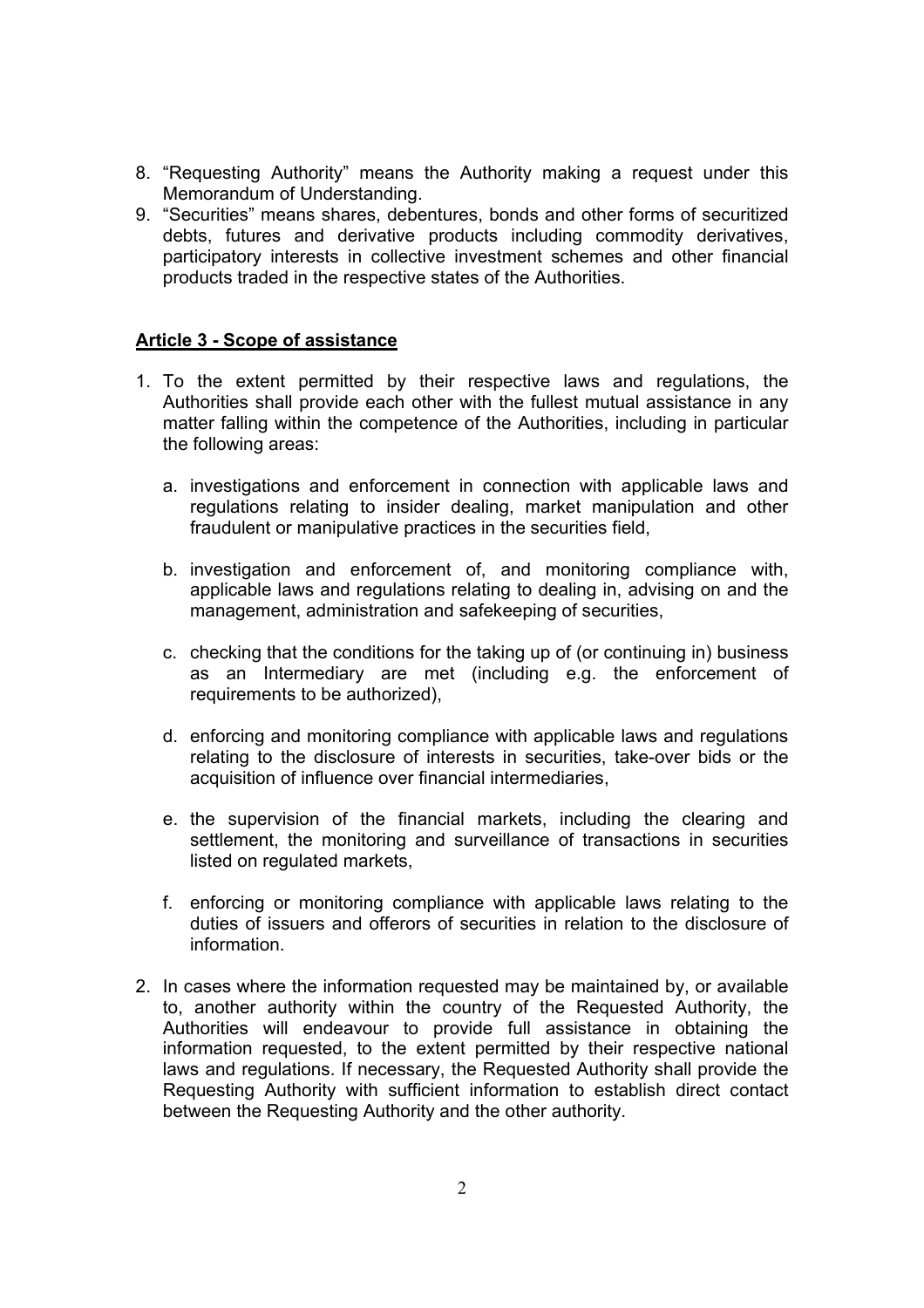8. "Requesting Authority" means the Authority making a request under this Memorandum of Understanding.
9. "Securities" means shares, debentures, bonds and other forms of securitized debts, futures and derivative products including commodity derivatives, participatory interests in collective investment schemes and other financial products traded in the respective states of the Authorities.

## <u>Article 3 - Scope of assistance</u>

1. To the extent permitted by their respective laws and regulations, the Authorities shall provide each other with the fullest mutual assistance in any matter falling within the competence of the Authorities, including in particular the following areas:

   a. investigations and enforcement in connection with applicable laws and regulations relating to insider dealing, market manipulation and other fraudulent or manipulative practices in the securities field,

   b. investigation and enforcement of, and monitoring compliance with, applicable laws and regulations relating to dealing in, advising on and the management, administration and safekeeping of securities,

   c. checking that the conditions for the taking up of (or continuing in) business as an Intermediary are met (including e.g. the enforcement of requirements to be authorized),

   d. enforcing and monitoring compliance with applicable laws and regulations relating to the disclosure of interests in securities, take-over bids or the acquisition of influence over financial intermediaries,

   e. the supervision of the financial markets, including the clearing and settlement, the monitoring and surveillance of transactions in securities listed on regulated markets,

   f. enforcing or monitoring compliance with applicable laws relating to the duties of issuers and offerors of securities in relation to the disclosure of information.

2. In cases where the information requested may be maintained by, or available to, another authority within the country of the Requested Authority, the Authorities will endeavour to provide full assistance in obtaining the information requested, to the extent permitted by their respective national laws and regulations. If necessary, the Requested Authority shall provide the Requesting Authority with sufficient information to establish direct contact between the Requesting Authority and the other authority.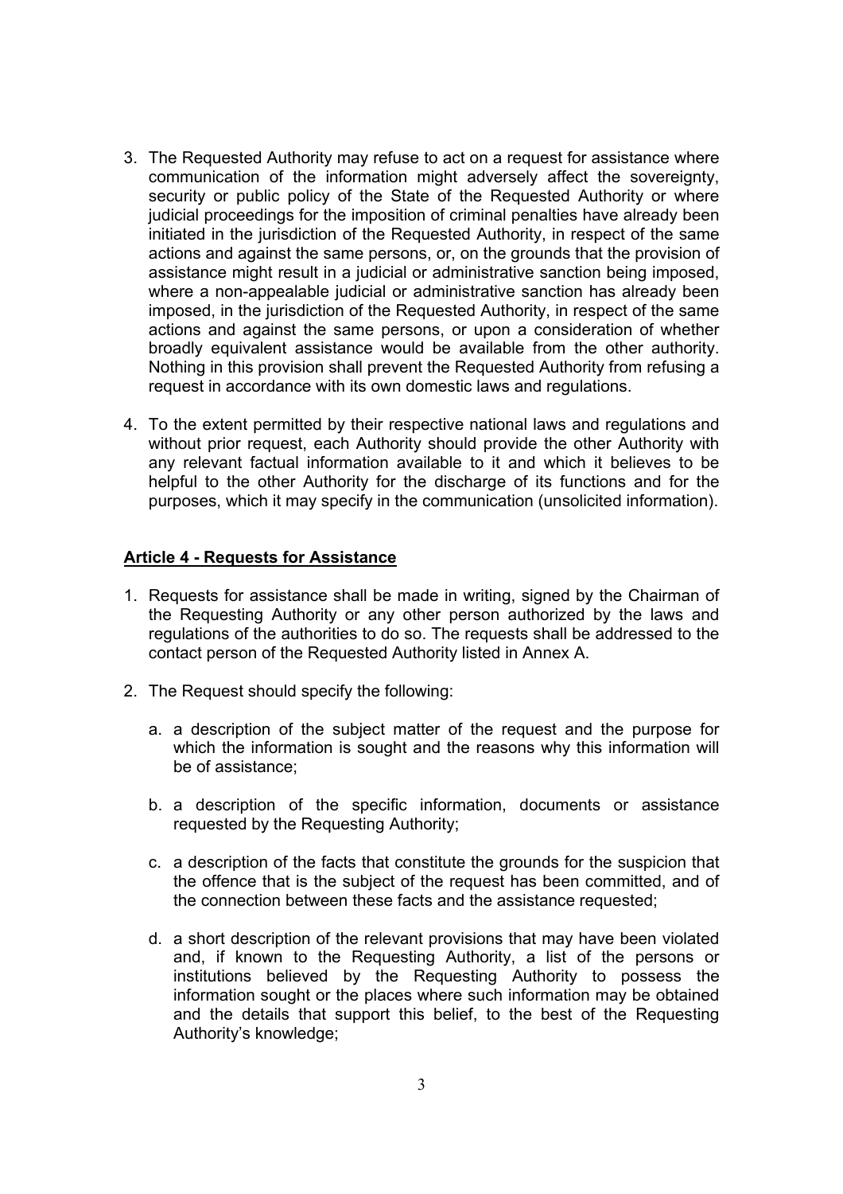3. The Requested Authority may refuse to act on a request for assistance where communication of the information might adversely affect the sovereignty, security or public policy of the State of the Requested Authority or where judicial proceedings for the imposition of criminal penalties have already been initiated in the jurisdiction of the Requested Authority, in respect of the same actions and against the same persons, or, on the grounds that the provision of assistance might result in a judicial or administrative sanction being imposed, where a non-appealable judicial or administrative sanction has already been imposed, in the jurisdiction of the Requested Authority, in respect of the same actions and against the same persons, or upon a consideration of whether broadly equivalent assistance would be available from the other authority. Nothing in this provision shall prevent the Requested Authority from refusing a request in accordance with its own domestic laws and regulations.

4. To the extent permitted by their respective national laws and regulations and without prior request, each Authority should provide the other Authority with any relevant factual information available to it and which it believes to be helpful to the other Authority for the discharge of its functions and for the purposes, which it may specify in the communication (unsolicited information).

**Article 4 - Requests for Assistance**

1. Requests for assistance shall be made in writing, signed by the Chairman of the Requesting Authority or any other person authorized by the laws and regulations of the authorities to do so. The requests shall be addressed to the contact person of the Requested Authority listed in Annex A.

2. The Request should specify the following:

   a. a description of the subject matter of the request and the purpose for which the information is sought and the reasons why this information will be of assistance;

   b. a description of the specific information, documents or assistance requested by the Requesting Authority;

   c. a description of the facts that constitute the grounds for the suspicion that the offence that is the subject of the request has been committed, and of the connection between these facts and the assistance requested;

   d. a short description of the relevant provisions that may have been violated and, if known to the Requesting Authority, a list of the persons or institutions believed by the Requesting Authority to possess the information sought or the places where such information may be obtained and the details that support this belief, to the best of the Requesting Authority's knowledge;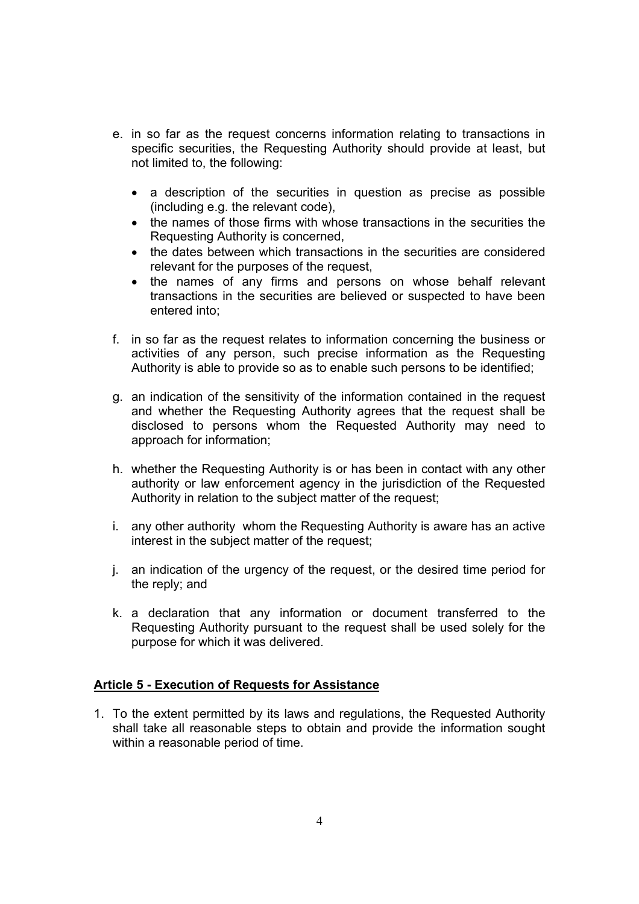e. in so far as the request concerns information relating to transactions in specific securities, the Requesting Authority should provide at least, but not limited to, the following:

   - a description of the securities in question as precise as possible (including e.g. the relevant code),
   - the names of those firms with whose transactions in the securities the Requesting Authority is concerned,
   - the dates between which transactions in the securities are considered relevant for the purposes of the request,
   - the names of any firms and persons on whose behalf relevant transactions in the securities are believed or suspected to have been entered into;

f. in so far as the request relates to information concerning the business or activities of any person, such precise information as the Requesting Authority is able to provide so as to enable such persons to be identified;

g. an indication of the sensitivity of the information contained in the request and whether the Requesting Authority agrees that the request shall be disclosed to persons whom the Requested Authority may need to approach for information;

h. whether the Requesting Authority is or has been in contact with any other authority or law enforcement agency in the jurisdiction of the Requested Authority in relation to the subject matter of the request;

i. any other authority whom the Requesting Authority is aware has an active interest in the subject matter of the request;

j. an indication of the urgency of the request, or the desired time period for the reply; and

k. a declaration that any information or document transferred to the Requesting Authority pursuant to the request shall be used solely for the purpose for which it was delivered.

**Article 5 - Execution of Requests for Assistance**

1. To the extent permitted by its laws and regulations, the Requested Authority shall take all reasonable steps to obtain and provide the information sought within a reasonable period of time.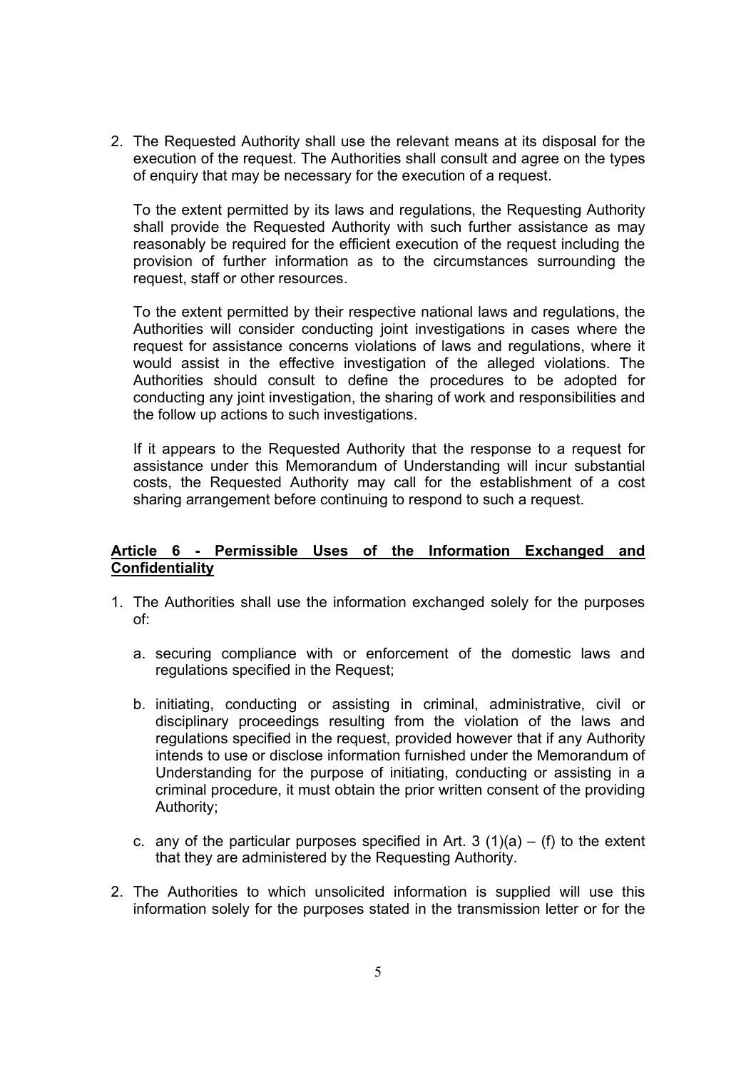2. The Requested Authority shall use the relevant means at its disposal for the execution of the request. The Authorities shall consult and agree on the types of enquiry that may be necessary for the execution of a request.

   To the extent permitted by its laws and regulations, the Requesting Authority shall provide the Requested Authority with such further assistance as may reasonably be required for the efficient execution of the request including the provision of further information as to the circumstances surrounding the request, staff or other resources.

   To the extent permitted by their respective national laws and regulations, the Authorities will consider conducting joint investigations in cases where the request for assistance concerns violations of laws and regulations, where it would assist in the effective investigation of the alleged violations. The Authorities should consult to define the procedures to be adopted for conducting any joint investigation, the sharing of work and responsibilities and the follow up actions to such investigations.

   If it appears to the Requested Authority that the response to a request for assistance under this Memorandum of Understanding will incur substantial costs, the Requested Authority may call for the establishment of a cost sharing arrangement before continuing to respond to such a request.

## Article 6 - Permissible Uses of the Information Exchanged and Confidentiality

1. The Authorities shall use the information exchanged solely for the purposes of:

   a. securing compliance with or enforcement of the domestic laws and regulations specified in the Request;

   b. initiating, conducting or assisting in criminal, administrative, civil or disciplinary proceedings resulting from the violation of the laws and regulations specified in the request, provided however that if any Authority intends to use or disclose information furnished under the Memorandum of Understanding for the purpose of initiating, conducting or assisting in a criminal procedure, it must obtain the prior written consent of the providing Authority;

   c. any of the particular purposes specified in Art. 3 (1)(a) – (f) to the extent that they are administered by the Requesting Authority.

2. The Authorities to which unsolicited information is supplied will use this information solely for the purposes stated in the transmission letter or for the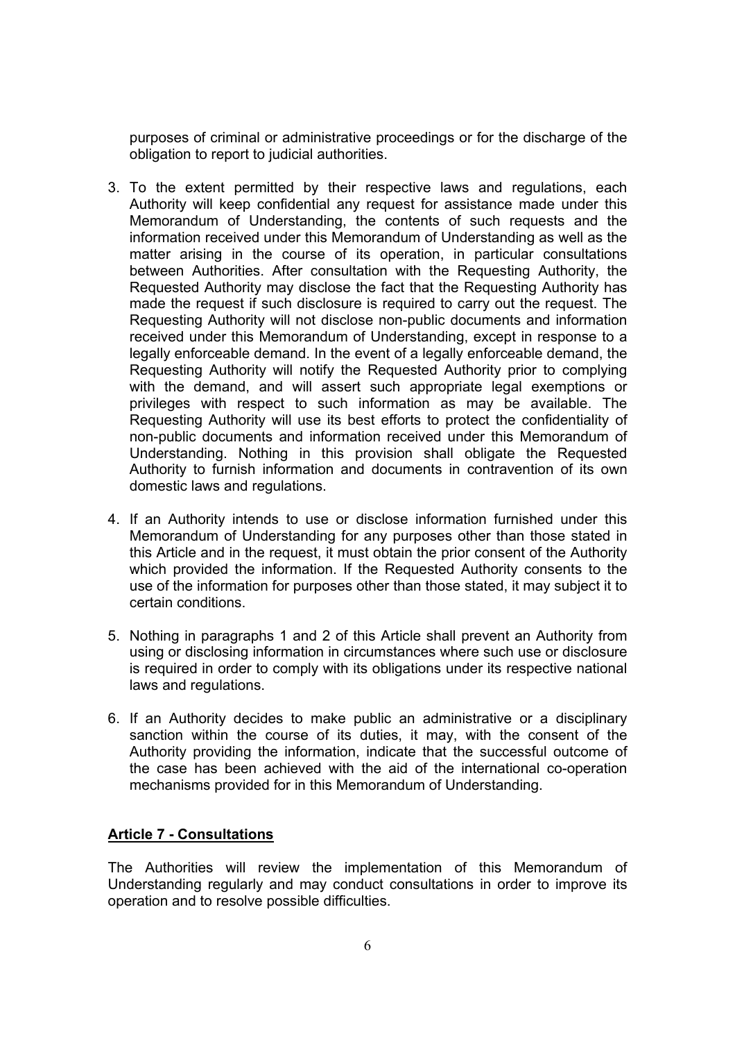purposes of criminal or administrative proceedings or for the discharge of the obligation to report to judicial authorities.

3. To the extent permitted by their respective laws and regulations, each Authority will keep confidential any request for assistance made under this Memorandum of Understanding, the contents of such requests and the information received under this Memorandum of Understanding as well as the matter arising in the course of its operation, in particular consultations between Authorities. After consultation with the Requesting Authority, the Requested Authority may disclose the fact that the Requesting Authority has made the request if such disclosure is required to carry out the request. The Requesting Authority will not disclose non-public documents and information received under this Memorandum of Understanding, except in response to a legally enforceable demand. In the event of a legally enforceable demand, the Requesting Authority will notify the Requested Authority prior to complying with the demand, and will assert such appropriate legal exemptions or privileges with respect to such information as may be available. The Requesting Authority will use its best efforts to protect the confidentiality of non-public documents and information received under this Memorandum of Understanding. Nothing in this provision shall obligate the Requested Authority to furnish information and documents in contravention of its own domestic laws and regulations.

4. If an Authority intends to use or disclose information furnished under this Memorandum of Understanding for any purposes other than those stated in this Article and in the request, it must obtain the prior consent of the Authority which provided the information. If the Requested Authority consents to the use of the information for purposes other than those stated, it may subject it to certain conditions.

5. Nothing in paragraphs 1 and 2 of this Article shall prevent an Authority from using or disclosing information in circumstances where such use or disclosure is required in order to comply with its obligations under its respective national laws and regulations.

6. If an Authority decides to make public an administrative or a disciplinary sanction within the course of its duties, it may, with the consent of the Authority providing the information, indicate that the successful outcome of the case has been achieved with the aid of the international co-operation mechanisms provided for in this Memorandum of Understanding.

## Article 7 - Consultations

The Authorities will review the implementation of this Memorandum of Understanding regularly and may conduct consultations in order to improve its operation and to resolve possible difficulties.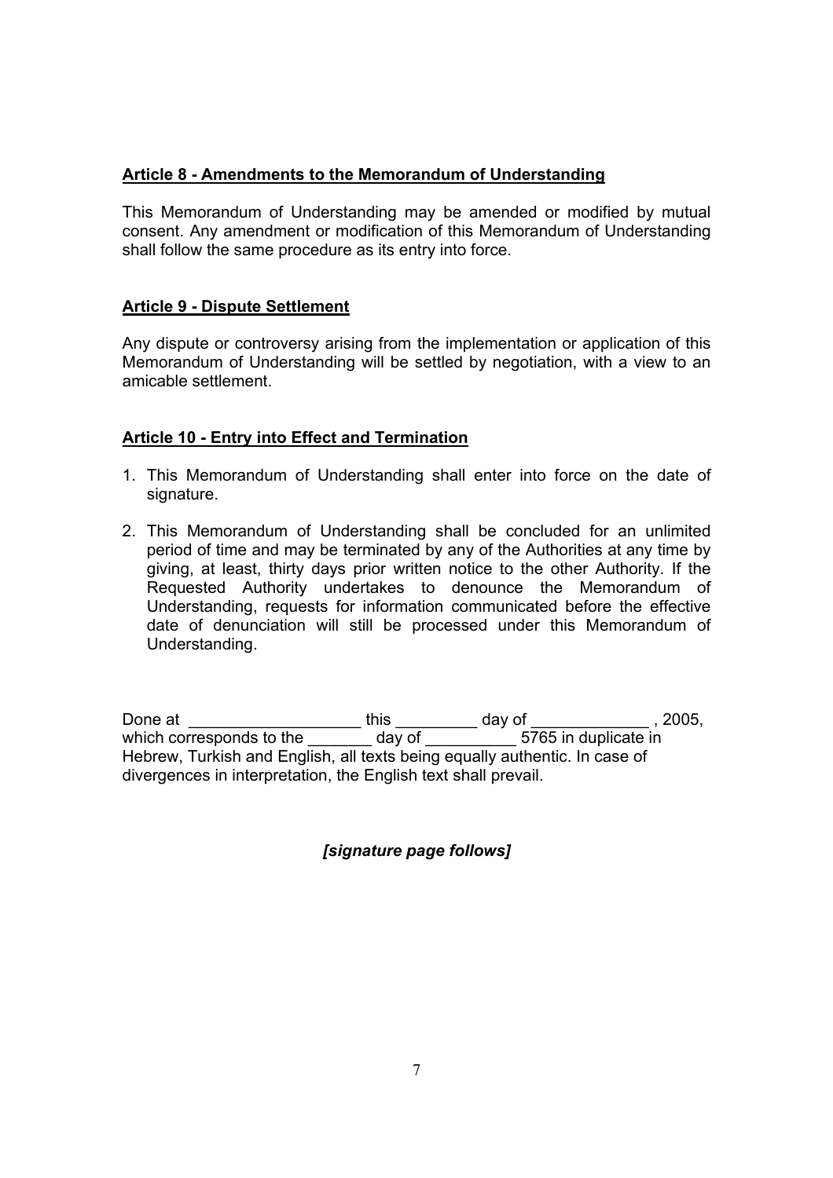**Article 8 - Amendments to the Memorandum of Understanding**

This Memorandum of Understanding may be amended or modified by mutual consent. Any amendment or modification of this Memorandum of Understanding shall follow the same procedure as its entry into force.

**Article 9 - Dispute Settlement**

Any dispute or controversy arising from the implementation or application of this Memorandum of Understanding will be settled by negotiation, with a view to an amicable settlement.

**Article 10 - Entry into Effect and Termination**

1. This Memorandum of Understanding shall enter into force on the date of signature.
2. This Memorandum of Understanding shall be concluded for an unlimited period of time and may be terminated by any of the Authorities at any time by giving, at least, thirty days prior written notice to the other Authority. If the Requested Authority undertakes to denounce the Memorandum of Understanding, requests for information communicated before the effective date of denunciation will still be processed under this Memorandum of Understanding.

Done at ___________________ this _________ day of _____________ , 2005, which corresponds to the _______ day of __________ 5765 in duplicate in Hebrew, Turkish and English, all texts being equally authentic. In case of divergences in interpretation, the English text shall prevail.

***[signature page follows]***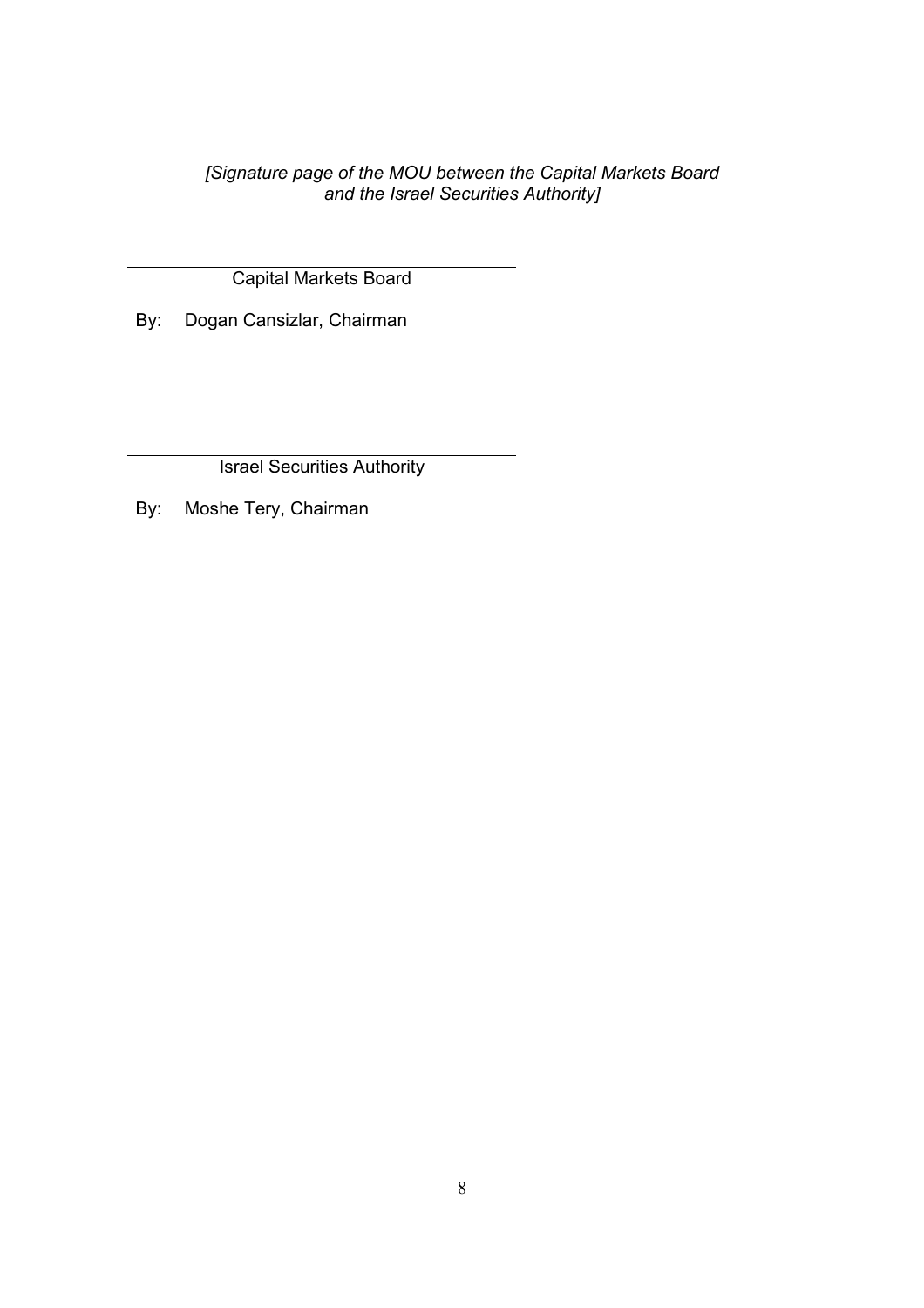*[Signature page of the MOU between the Capital Markets Board and the Israel Securities Authority]*

\_\_\_\_\_\_\_\_\_\_\_\_\_\_\_\_\_\_\_\_\_\_\_\_\_\_\_\_\_\_\_\_\_\_\_\_\_\_

Capital Markets Board

By: Dogan Cansizlar, Chairman

\_\_\_\_\_\_\_\_\_\_\_\_\_\_\_\_\_\_\_\_\_\_\_\_\_\_\_\_\_\_\_\_\_\_\_\_\_\_

Israel Securities Authority

By: Moshe Tery, Chairman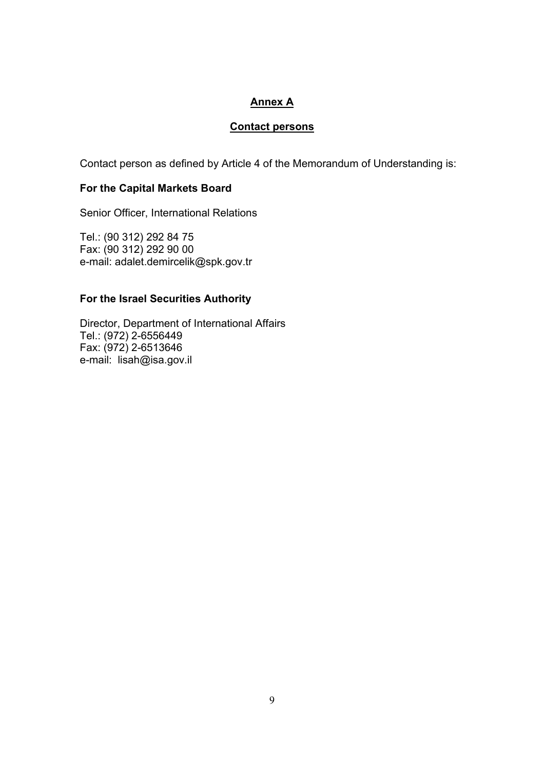## Annex A

## Contact persons

Contact person as defined by Article 4 of the Memorandum of Understanding is:

**For the Capital Markets Board**

Senior Officer, International Relations

Tel.: (90 312) 292 84 75
Fax: (90 312) 292 90 00
e-mail: adalet.demircelik@spk.gov.tr

**For the Israel Securities Authority**

Director, Department of International Affairs
Tel.: (972) 2-6556449
Fax: (972) 2-6513646
e-mail: lisah@isa.gov.il